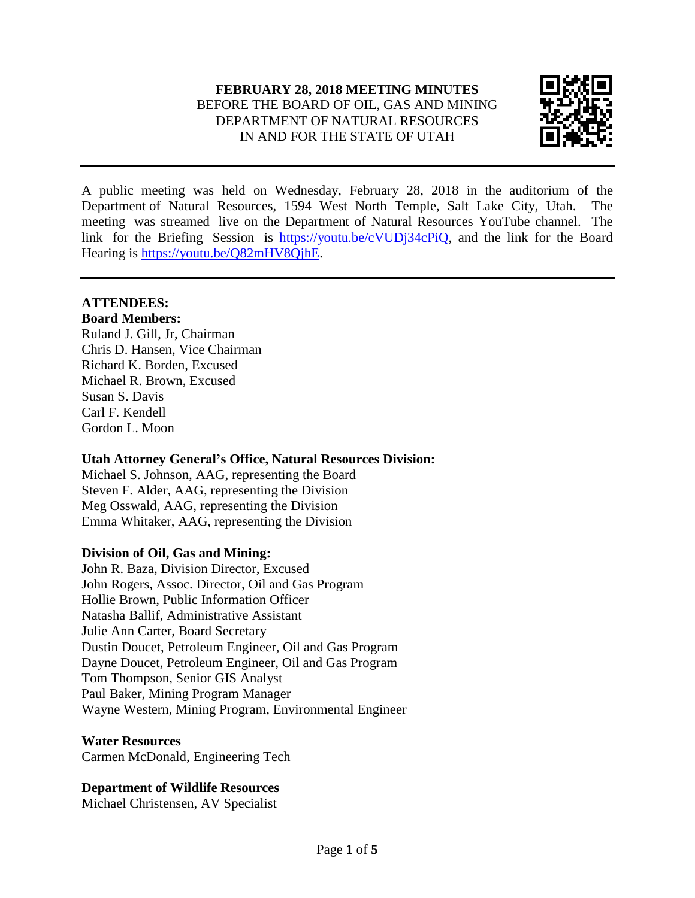**FEBRUARY 28, 2018 MEETING MINUTES**
BEFORE THE BOARD OF OIL, GAS AND MINING
DEPARTMENT OF NATURAL RESOURCES
IN AND FOR THE STATE OF UTAH

---

A public meeting was held on Wednesday, February 28, 2018 in the auditorium of the Department of Natural Resources, 1594 West North Temple, Salt Lake City, Utah. The meeting was streamed live on the Department of Natural Resources YouTube channel. The link for the Briefing Session is https://youtu.be/cVUDj34cPiQ, and the link for the Board Hearing is https://youtu.be/Q82mHV8QjhE.

---

**ATTENDEES:**

**Board Members:**
Ruland J. Gill, Jr, Chairman
Chris D. Hansen, Vice Chairman
Richard K. Borden, Excused
Michael R. Brown, Excused
Susan S. Davis
Carl F. Kendell
Gordon L. Moon

**Utah Attorney General's Office, Natural Resources Division:**
Michael S. Johnson, AAG, representing the Board
Steven F. Alder, AAG, representing the Division
Meg Osswald, AAG, representing the Division
Emma Whitaker, AAG, representing the Division

**Division of Oil, Gas and Mining:**
John R. Baza, Division Director, Excused
John Rogers, Assoc. Director, Oil and Gas Program
Hollie Brown, Public Information Officer
Natasha Ballif, Administrative Assistant
Julie Ann Carter, Board Secretary
Dustin Doucet, Petroleum Engineer, Oil and Gas Program
Dayne Doucet, Petroleum Engineer, Oil and Gas Program
Tom Thompson, Senior GIS Analyst
Paul Baker, Mining Program Manager
Wayne Western, Mining Program, Environmental Engineer

**Water Resources**
Carmen McDonald, Engineering Tech

**Department of Wildlife Resources**
Michael Christensen, AV Specialist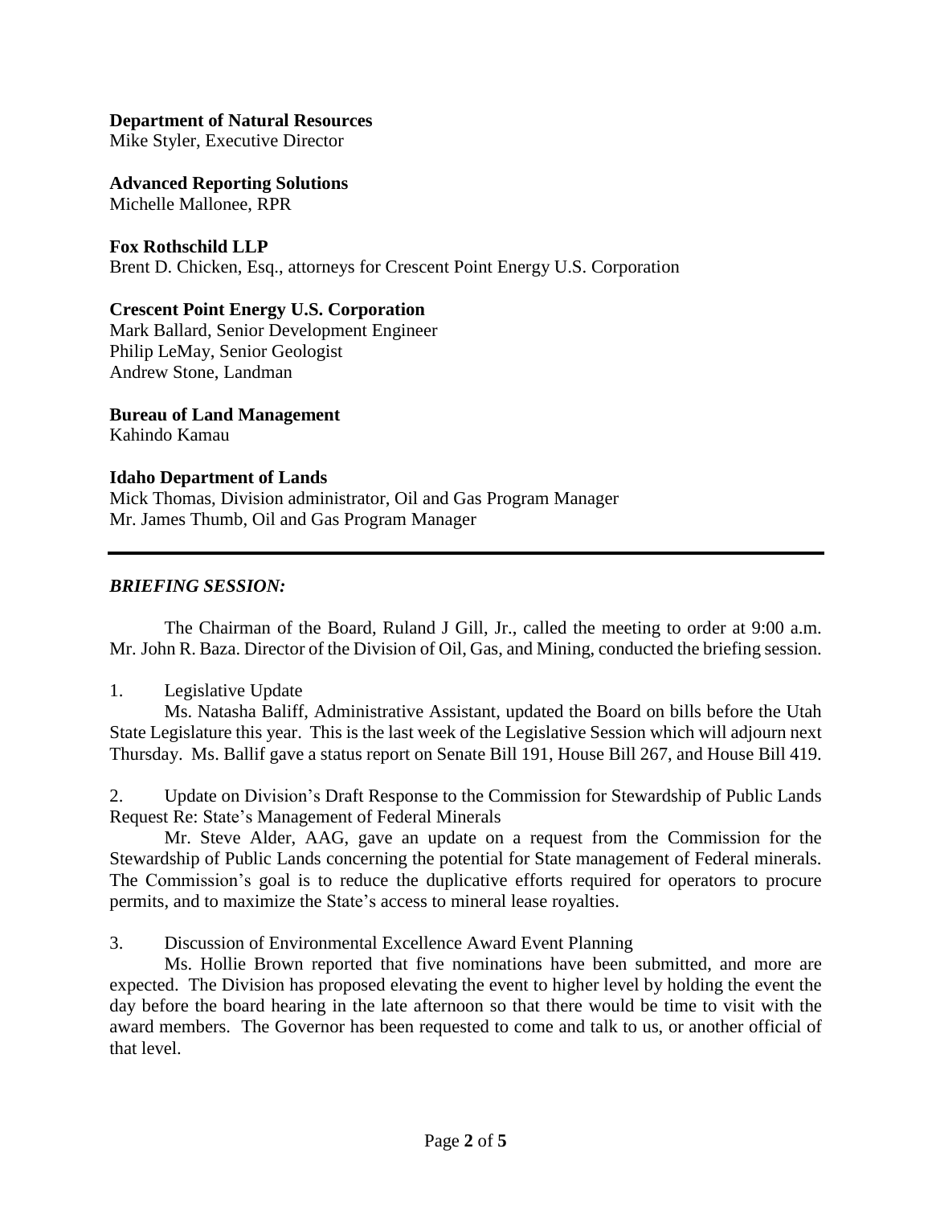**Department of Natural Resources**
Mike Styler, Executive Director

**Advanced Reporting Solutions**
Michelle Mallonee, RPR

**Fox Rothschild LLP**
Brent D. Chicken, Esq., attorneys for Crescent Point Energy U.S. Corporation

**Crescent Point Energy U.S. Corporation**
Mark Ballard, Senior Development Engineer
Philip LeMay, Senior Geologist
Andrew Stone, Landman

**Bureau of Land Management**
Kahindo Kamau

**Idaho Department of Lands**
Mick Thomas, Division administrator, Oil and Gas Program Manager
Mr. James Thumb, Oil and Gas Program Manager

---

***BRIEFING SESSION:***

The Chairman of the Board, Ruland J Gill, Jr., called the meeting to order at 9:00 a.m. Mr. John R. Baza. Director of the Division of Oil, Gas, and Mining, conducted the briefing session.

1. Legislative Update

Ms. Natasha Baliff, Administrative Assistant, updated the Board on bills before the Utah State Legislature this year. This is the last week of the Legislative Session which will adjourn next Thursday. Ms. Ballif gave a status report on Senate Bill 191, House Bill 267, and House Bill 419.

2. Update on Division's Draft Response to the Commission for Stewardship of Public Lands Request Re: State's Management of Federal Minerals

Mr. Steve Alder, AAG, gave an update on a request from the Commission for the Stewardship of Public Lands concerning the potential for State management of Federal minerals. The Commission's goal is to reduce the duplicative efforts required for operators to procure permits, and to maximize the State's access to mineral lease royalties.

3. Discussion of Environmental Excellence Award Event Planning

Ms. Hollie Brown reported that five nominations have been submitted, and more are expected. The Division has proposed elevating the event to higher level by holding the event the day before the board hearing in the late afternoon so that there would be time to visit with the award members. The Governor has been requested to come and talk to us, or another official of that level.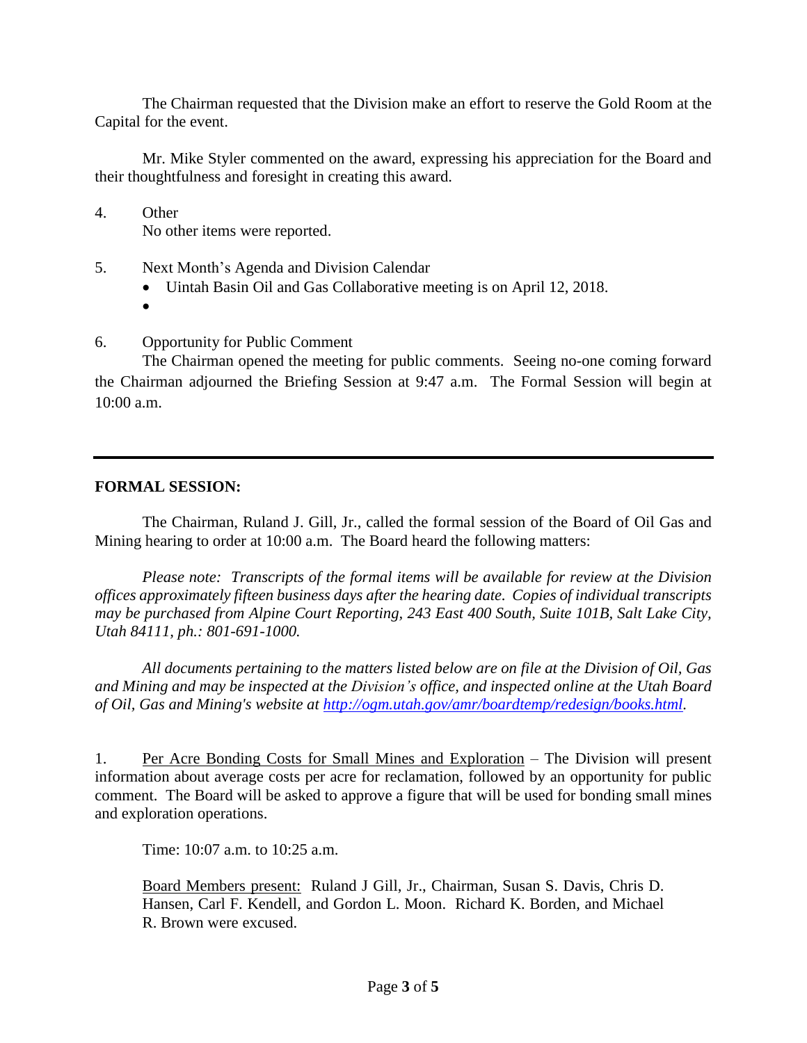The Chairman requested that the Division make an effort to reserve the Gold Room at the Capital for the event.

Mr. Mike Styler commented on the award, expressing his appreciation for the Board and their thoughtfulness and foresight in creating this award.

4. Other
   No other items were reported.

5. Next Month's Agenda and Division Calendar
   - Uintah Basin Oil and Gas Collaborative meeting is on April 12, 2018.
   - 

6. Opportunity for Public Comment
   The Chairman opened the meeting for public comments. Seeing no-one coming forward the Chairman adjourned the Briefing Session at 9:47 a.m. The Formal Session will begin at 10:00 a.m.

---

**FORMAL SESSION:**

The Chairman, Ruland J. Gill, Jr., called the formal session of the Board of Oil Gas and Mining hearing to order at 10:00 a.m. The Board heard the following matters:

*Please note: Transcripts of the formal items will be available for review at the Division offices approximately fifteen business days after the hearing date. Copies of individual transcripts may be purchased from Alpine Court Reporting, 243 East 400 South, Suite 101B, Salt Lake City, Utah 84111, ph.: 801-691-1000.*

*All documents pertaining to the matters listed below are on file at the Division of Oil, Gas and Mining and may be inspected at the Division's office, and inspected online at the Utah Board of Oil, Gas and Mining's website at [http://ogm.utah.gov/amr/boardtemp/redesign/books.html](http://ogm.utah.gov/amr/boardtemp/redesign/books.html).*

1. Per Acre Bonding Costs for Small Mines and Exploration – The Division will present information about average costs per acre for reclamation, followed by an opportunity for public comment. The Board will be asked to approve a figure that will be used for bonding small mines and exploration operations.

   Time: 10:07 a.m. to 10:25 a.m.

   Board Members present: Ruland J Gill, Jr., Chairman, Susan S. Davis, Chris D. Hansen, Carl F. Kendell, and Gordon L. Moon. Richard K. Borden, and Michael R. Brown were excused.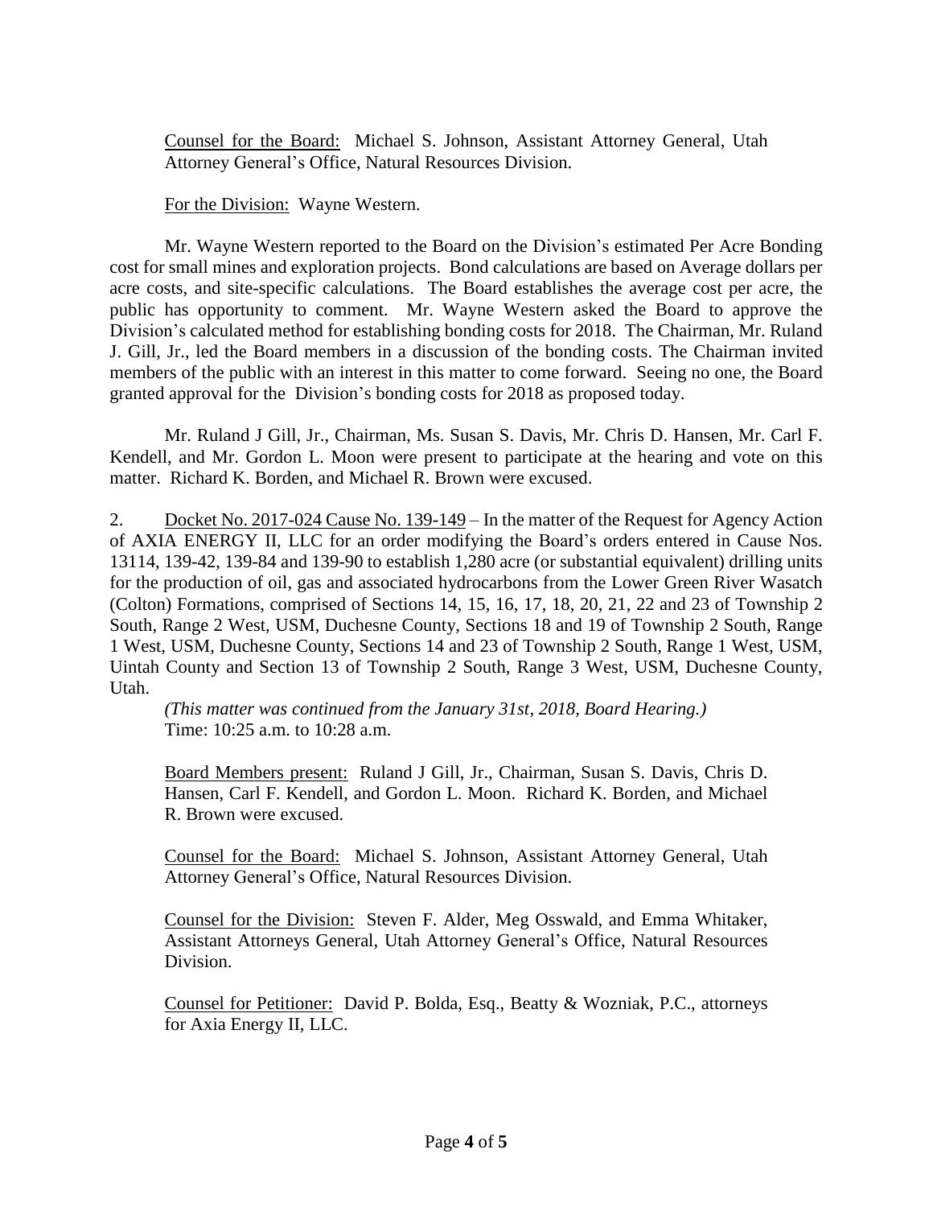Counsel for the Board: Michael S. Johnson, Assistant Attorney General, Utah Attorney General's Office, Natural Resources Division.

For the Division: Wayne Western.

Mr. Wayne Western reported to the Board on the Division's estimated Per Acre Bonding cost for small mines and exploration projects. Bond calculations are based on Average dollars per acre costs, and site-specific calculations. The Board establishes the average cost per acre, the public has opportunity to comment. Mr. Wayne Western asked the Board to approve the Division's calculated method for establishing bonding costs for 2018. The Chairman, Mr. Ruland J. Gill, Jr., led the Board members in a discussion of the bonding costs. The Chairman invited members of the public with an interest in this matter to come forward. Seeing no one, the Board granted approval for the Division's bonding costs for 2018 as proposed today.

Mr. Ruland J Gill, Jr., Chairman, Ms. Susan S. Davis, Mr. Chris D. Hansen, Mr. Carl F. Kendell, and Mr. Gordon L. Moon were present to participate at the hearing and vote on this matter. Richard K. Borden, and Michael R. Brown were excused.

2. Docket No. 2017-024 Cause No. 139-149 – In the matter of the Request for Agency Action of AXIA ENERGY II, LLC for an order modifying the Board's orders entered in Cause Nos. 13114, 139-42, 139-84 and 139-90 to establish 1,280 acre (or substantial equivalent) drilling units for the production of oil, gas and associated hydrocarbons from the Lower Green River Wasatch (Colton) Formations, comprised of Sections 14, 15, 16, 17, 18, 20, 21, 22 and 23 of Township 2 South, Range 2 West, USM, Duchesne County, Sections 18 and 19 of Township 2 South, Range 1 West, USM, Duchesne County, Sections 14 and 23 of Township 2 South, Range 1 West, USM, Uintah County and Section 13 of Township 2 South, Range 3 West, USM, Duchesne County, Utah.

*(This matter was continued from the January 31st, 2018, Board Hearing.)*
Time: 10:25 a.m. to 10:28 a.m.

Board Members present: Ruland J Gill, Jr., Chairman, Susan S. Davis, Chris D. Hansen, Carl F. Kendell, and Gordon L. Moon. Richard K. Borden, and Michael R. Brown were excused.

Counsel for the Board: Michael S. Johnson, Assistant Attorney General, Utah Attorney General's Office, Natural Resources Division.

Counsel for the Division: Steven F. Alder, Meg Osswald, and Emma Whitaker, Assistant Attorneys General, Utah Attorney General's Office, Natural Resources Division.

Counsel for Petitioner: David P. Bolda, Esq., Beatty & Wozniak, P.C., attorneys for Axia Energy II, LLC.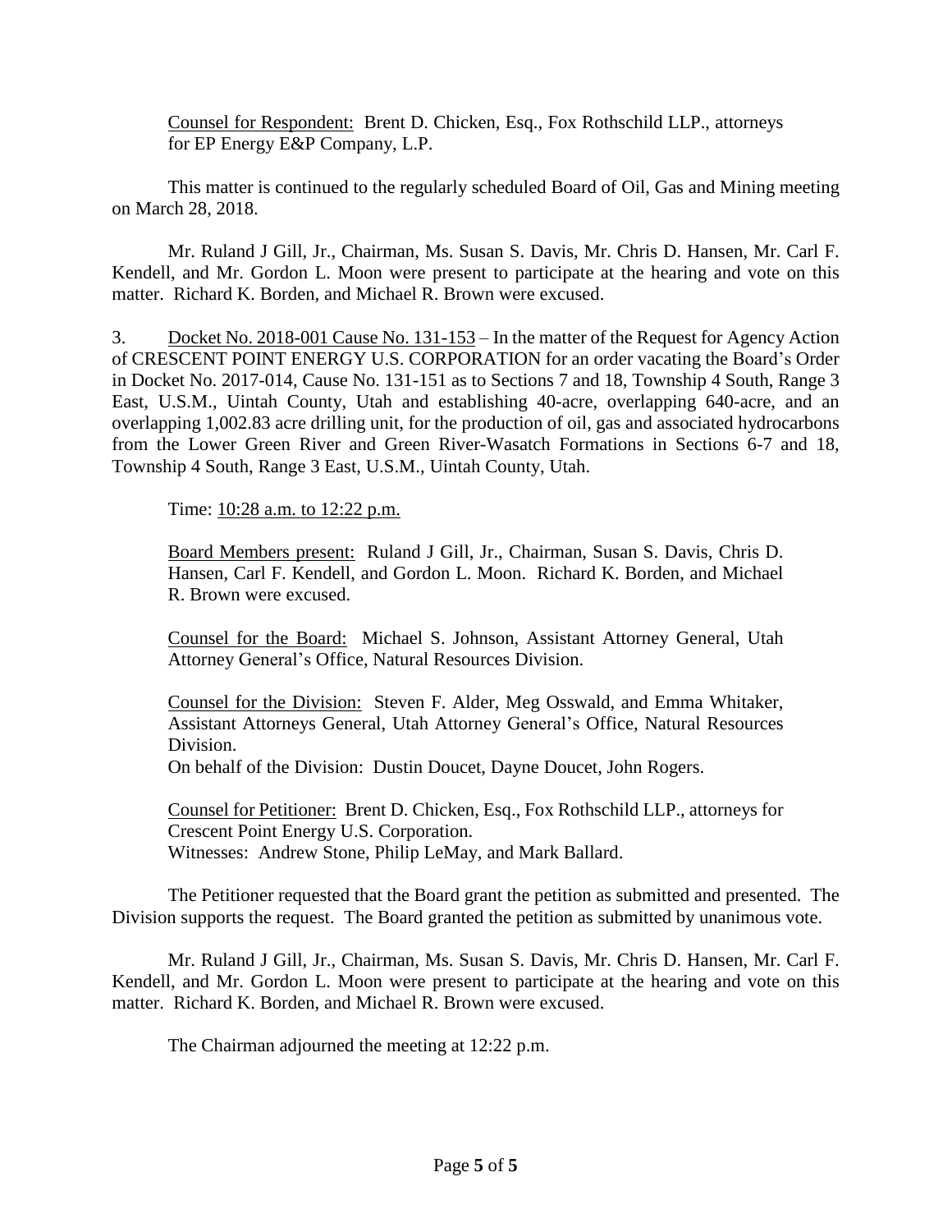Counsel for Respondent: Brent D. Chicken, Esq., Fox Rothschild LLP., attorneys for EP Energy E&P Company, L.P.

This matter is continued to the regularly scheduled Board of Oil, Gas and Mining meeting on March 28, 2018.

Mr. Ruland J Gill, Jr., Chairman, Ms. Susan S. Davis, Mr. Chris D. Hansen, Mr. Carl F. Kendell, and Mr. Gordon L. Moon were present to participate at the hearing and vote on this matter. Richard K. Borden, and Michael R. Brown were excused.

3. Docket No. 2018-001 Cause No. 131-153 – In the matter of the Request for Agency Action of CRESCENT POINT ENERGY U.S. CORPORATION for an order vacating the Board's Order in Docket No. 2017-014, Cause No. 131-151 as to Sections 7 and 18, Township 4 South, Range 3 East, U.S.M., Uintah County, Utah and establishing 40-acre, overlapping 640-acre, and an overlapping 1,002.83 acre drilling unit, for the production of oil, gas and associated hydrocarbons from the Lower Green River and Green River-Wasatch Formations in Sections 6-7 and 18, Township 4 South, Range 3 East, U.S.M., Uintah County, Utah.

Time: 10:28 a.m. to 12:22 p.m.

Board Members present: Ruland J Gill, Jr., Chairman, Susan S. Davis, Chris D. Hansen, Carl F. Kendell, and Gordon L. Moon. Richard K. Borden, and Michael R. Brown were excused.

Counsel for the Board: Michael S. Johnson, Assistant Attorney General, Utah Attorney General's Office, Natural Resources Division.

Counsel for the Division: Steven F. Alder, Meg Osswald, and Emma Whitaker, Assistant Attorneys General, Utah Attorney General's Office, Natural Resources Division.
On behalf of the Division: Dustin Doucet, Dayne Doucet, John Rogers.

Counsel for Petitioner: Brent D. Chicken, Esq., Fox Rothschild LLP., attorneys for Crescent Point Energy U.S. Corporation.
Witnesses: Andrew Stone, Philip LeMay, and Mark Ballard.

The Petitioner requested that the Board grant the petition as submitted and presented. The Division supports the request. The Board granted the petition as submitted by unanimous vote.

Mr. Ruland J Gill, Jr., Chairman, Ms. Susan S. Davis, Mr. Chris D. Hansen, Mr. Carl F. Kendell, and Mr. Gordon L. Moon were present to participate at the hearing and vote on this matter. Richard K. Borden, and Michael R. Brown were excused.

The Chairman adjourned the meeting at 12:22 p.m.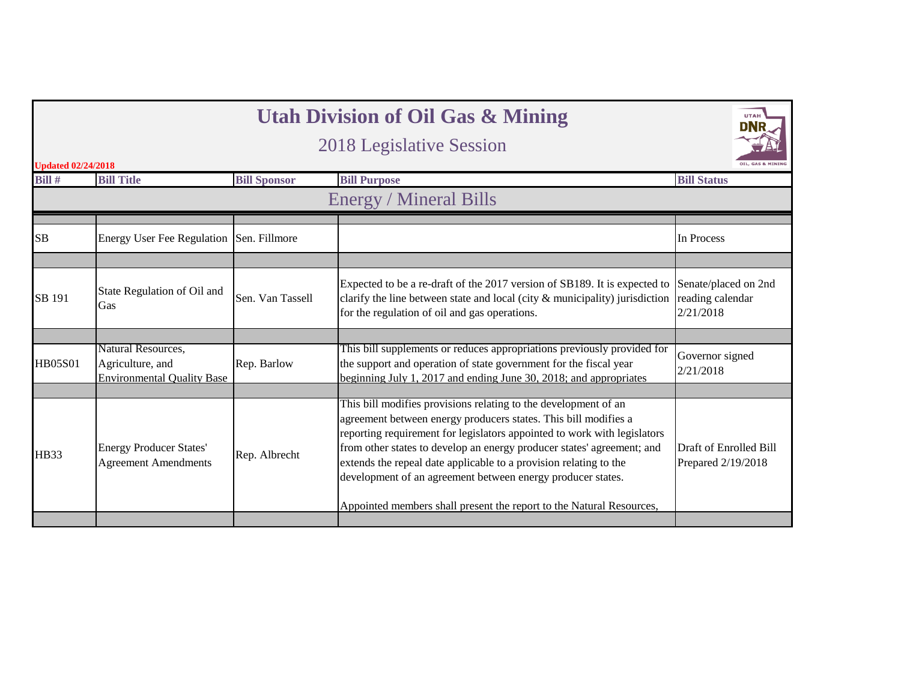# Utah Division of Oil Gas & Mining

## 2018 Legislative Session

**Updated 02/24/2018**

| Bill # | Bill Title | Bill Sponsor | Bill Purpose | Bill Status |
|---|---|---|---|---|
| **Energy / Mineral Bills** | | | | |
| SB | Energy User Fee Regulation | Sen. Fillmore | | In Process |
| SB 191 | State Regulation of Oil and Gas | Sen. Van Tassell | Expected to be a re-draft of the 2017 version of SB189. It is expected to clarify the line between state and local (city & municipality) jurisdiction for the regulation of oil and gas operations. | Senate/placed on 2nd reading calendar 2/21/2018 |
| HB05S01 | Natural Resources, Agriculture, and Environmental Quality Base | Rep. Barlow | This bill supplements or reduces appropriations previously provided for the support and operation of state government for the fiscal year beginning July 1, 2017 and ending June 30, 2018; and appropriates | Governor signed 2/21/2018 |
| HB33 | Energy Producer States' Agreement Amendments | Rep. Albrecht | This bill modifies provisions relating to the development of an agreement between energy producers states. This bill modifies a reporting requirement for legislators appointed to work with legislators from other states to develop an energy producer states' agreement; and extends the repeal date applicable to a provision relating to the development of an agreement between energy producer states.<br><br>Appointed members shall present the report to the Natural Resources, | Draft of Enrolled Bill Prepared 2/19/2018 |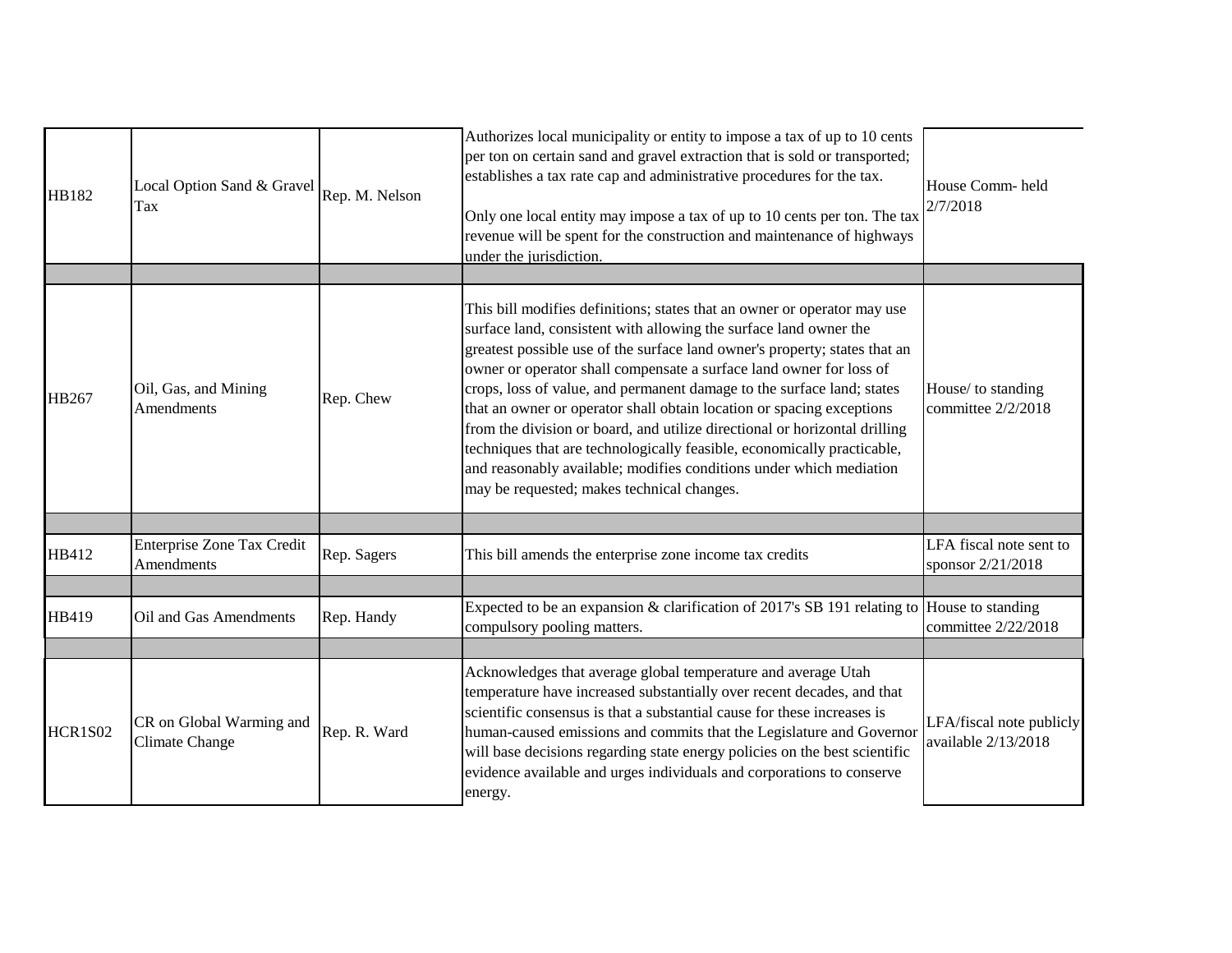| | | | | |
|---|---|---|---|---|
| HB182 | Local Option Sand & Gravel Tax | Rep. M. Nelson | Authorizes local municipality or entity to impose a tax of up to 10 cents per ton on certain sand and gravel extraction that is sold or transported; establishes a tax rate cap and administrative procedures for the tax.<br><br>Only one local entity may impose a tax of up to 10 cents per ton. The tax revenue will be spent for the construction and maintenance of highways under the jurisdiction. | House Comm- held 2/7/2018 |
| | | | | |
| HB267 | Oil, Gas, and Mining Amendments | Rep. Chew | This bill modifies definitions; states that an owner or operator may use surface land, consistent with allowing the surface land owner the greatest possible use of the surface land owner's property; states that an owner or operator shall compensate a surface land owner for loss of crops, loss of value, and permanent damage to the surface land; states that an owner or operator shall obtain location or spacing exceptions from the division or board, and utilize directional or horizontal drilling techniques that are technologically feasible, economically practicable, and reasonably available; modifies conditions under which mediation may be requested; makes technical changes. | House/ to standing committee 2/2/2018 |
| | | | | |
| HB412 | Enterprise Zone Tax Credit Amendments | Rep. Sagers | This bill amends the enterprise zone income tax credits | LFA fiscal note sent to sponsor 2/21/2018 |
| | | | | |
| HB419 | Oil and Gas Amendments | Rep. Handy | Expected to be an expansion & clarification of 2017's SB 191 relating to compulsory pooling matters. | House to standing committee 2/22/2018 |
| | | | | |
| HCR1S02 | CR on Global Warming and Climate Change | Rep. R. Ward | Acknowledges that average global temperature and average Utah temperature have increased substantially over recent decades, and that scientific consensus is that a substantial cause for these increases is human-caused emissions and commits that the Legislature and Governor will base decisions regarding state energy policies on the best scientific evidence available and urges individuals and corporations to conserve energy. | LFA/fiscal note publicly available 2/13/2018 |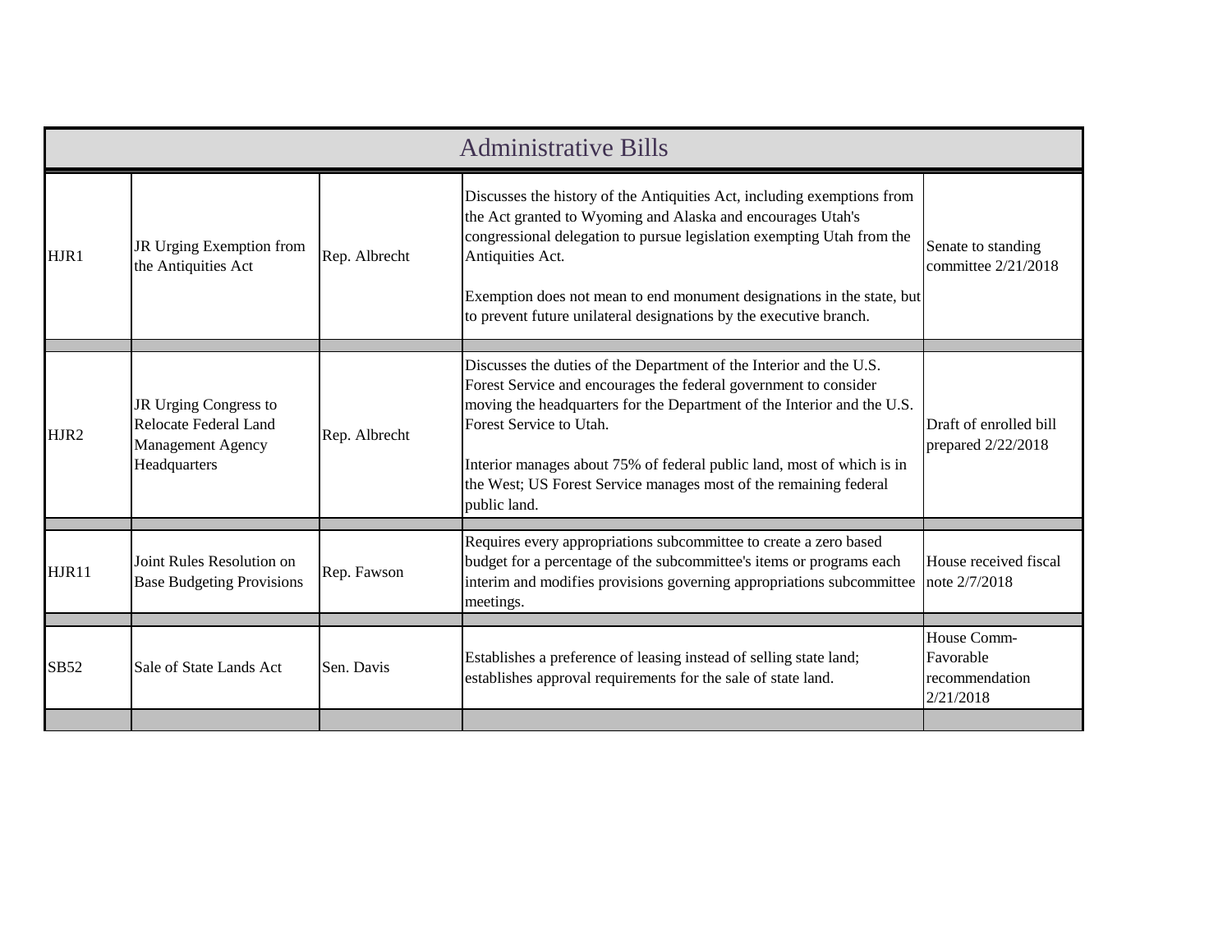## Administrative Bills

| | | | | |
|---|---|---|---|---|
| HJR1 | JR Urging Exemption from the Antiquities Act | Rep. Albrecht | Discusses the history of the Antiquities Act, including exemptions from the Act granted to Wyoming and Alaska and encourages Utah's congressional delegation to pursue legislation exempting Utah from the Antiquities Act.<br><br>Exemption does not mean to end monument designations in the state, but to prevent future unilateral designations by the executive branch. | Senate to standing committee 2/21/2018 |
| HJR2 | JR Urging Congress to Relocate Federal Land Management Agency Headquarters | Rep. Albrecht | Discusses the duties of the Department of the Interior and the U.S. Forest Service and encourages the federal government to consider moving the headquarters for the Department of the Interior and the U.S. Forest Service to Utah.<br><br>Interior manages about 75% of federal public land, most of which is in the West; US Forest Service manages most of the remaining federal public land. | Draft of enrolled bill prepared 2/22/2018 |
| HJR11 | Joint Rules Resolution on Base Budgeting Provisions | Rep. Fawson | Requires every appropriations subcommittee to create a zero based budget for a percentage of the subcommittee's items or programs each interim and modifies provisions governing appropriations subcommittee meetings. | House received fiscal note 2/7/2018 |
| SB52 | Sale of State Lands Act | Sen. Davis | Establishes a preference of leasing instead of selling state land; establishes approval requirements for the sale of state land. | House Comm-Favorable recommendation 2/21/2018 |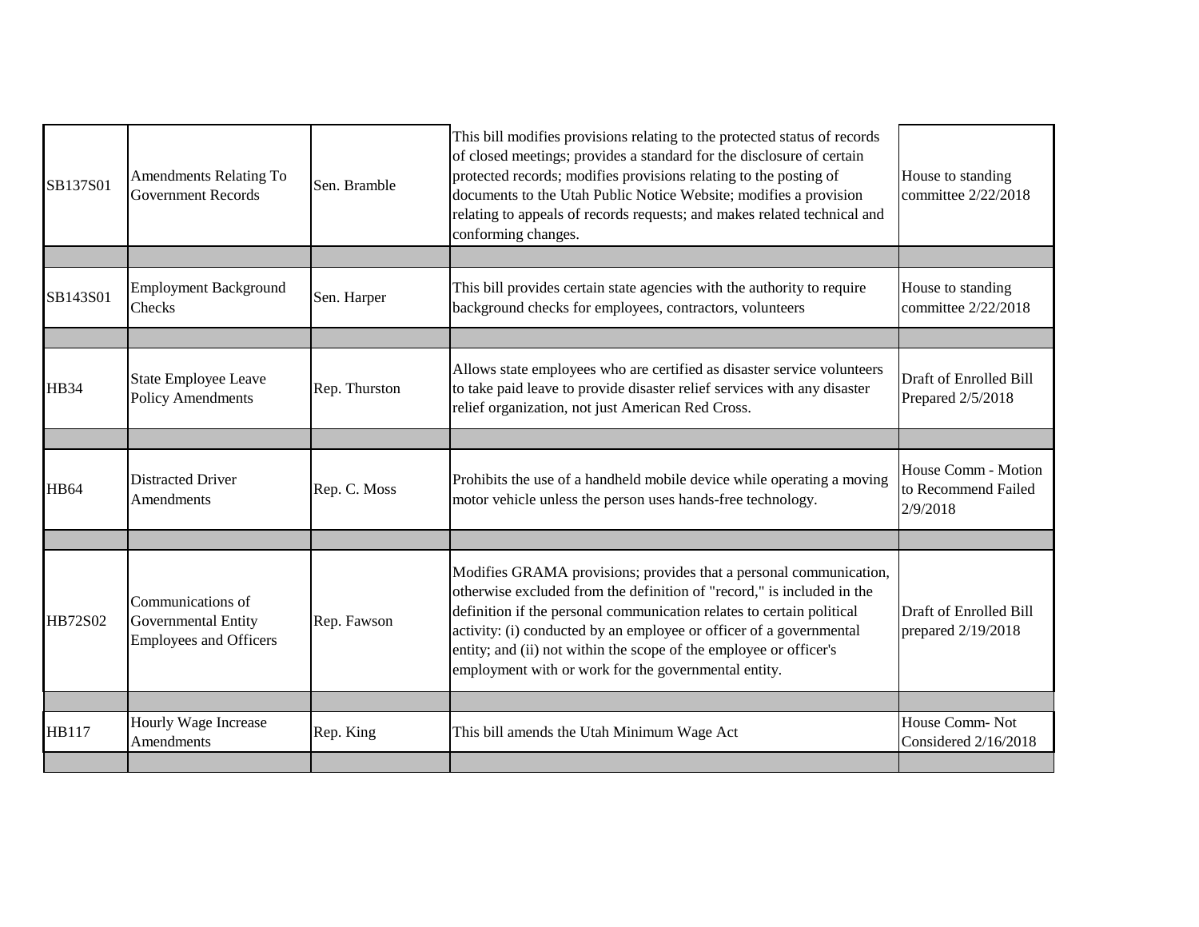| | | | | |
|---|---|---|---|---|
| SB137S01 | Amendments Relating To Government Records | Sen. Bramble | This bill modifies provisions relating to the protected status of records of closed meetings; provides a standard for the disclosure of certain protected records; modifies provisions relating to the posting of documents to the Utah Public Notice Website; modifies a provision relating to appeals of records requests; and makes related technical and conforming changes. | House to standing committee 2/22/2018 |
| | | | | |
| SB143S01 | Employment Background Checks | Sen. Harper | This bill provides certain state agencies with the authority to require background checks for employees, contractors, volunteers | House to standing committee 2/22/2018 |
| | | | | |
| HB34 | State Employee Leave Policy Amendments | Rep. Thurston | Allows state employees who are certified as disaster service volunteers to take paid leave to provide disaster relief services with any disaster relief organization, not just American Red Cross. | Draft of Enrolled Bill Prepared 2/5/2018 |
| | | | | |
| HB64 | Distracted Driver Amendments | Rep. C. Moss | Prohibits the use of a handheld mobile device while operating a moving motor vehicle unless the person uses hands-free technology. | House Comm - Motion to Recommend Failed 2/9/2018 |
| | | | | |
| HB72S02 | Communications of Governmental Entity Employees and Officers | Rep. Fawson | Modifies GRAMA provisions; provides that a personal communication, otherwise excluded from the definition of "record," is included in the definition if the personal communication relates to certain political activity: (i) conducted by an employee or officer of a governmental entity; and (ii) not within the scope of the employee or officer's employment with or work for the governmental entity. | Draft of Enrolled Bill prepared 2/19/2018 |
| | | | | |
| HB117 | Hourly Wage Increase Amendments | Rep. King | This bill amends the Utah Minimum Wage Act | House Comm- Not Considered 2/16/2018 |
| | | | | |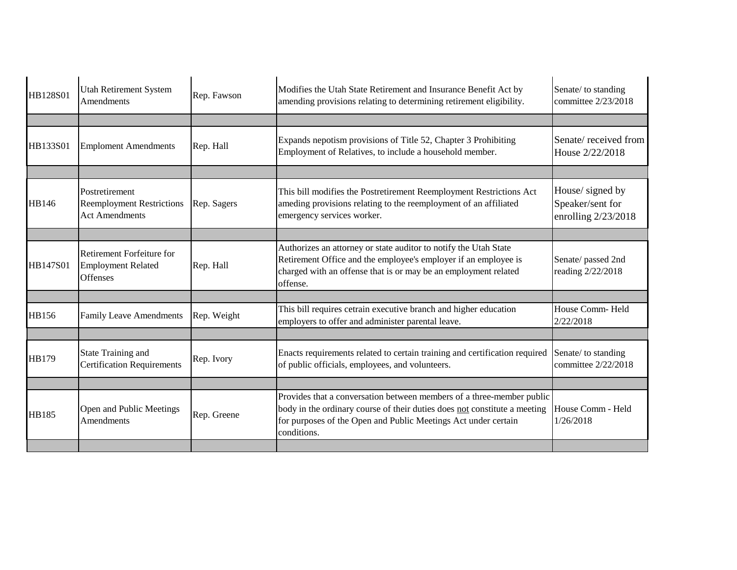| | | | | |
|---|---|---|---|---|
| HB128S01 | Utah Retirement System Amendments | Rep. Fawson | Modifies the Utah State Retirement and Insurance Benefit Act by amending provisions relating to determining retirement eligibility. | Senate/ to standing committee 2/23/2018 |
| | | | | |
| HB133S01 | Emploment Amendments | Rep. Hall | Expands nepotism provisions of Title 52, Chapter 3 Prohibiting Employment of Relatives, to include a household member. | Senate/ received from House 2/22/2018 |
| | | | | |
| HB146 | Postretirement Reemployment Restrictions Act Amendments | Rep. Sagers | This bill modifies the Postretirement Reemployment Restrictions Act ameding provisions relating to the reemployment of an affiliated emergency services worker. | House/ signed by Speaker/sent for enrolling 2/23/2018 |
| | | | | |
| HB147S01 | Retirement Forfeiture for Employment Related Offenses | Rep. Hall | Authorizes an attorney or state auditor to notify the Utah State Retirement Office and the employee's employer if an employee is charged with an offense that is or may be an employment related offense. | Senate/ passed 2nd reading 2/22/2018 |
| | | | | |
| HB156 | Family Leave Amendments | Rep. Weight | This bill requires cetrain executive branch and higher education employers to offer and administer parental leave. | House Comm- Held 2/22/2018 |
| | | | | |
| HB179 | State Training and Certification Requirements | Rep. Ivory | Enacts requirements related to certain training and certification required of public officials, employees, and volunteers. | Senate/ to standing committee 2/22/2018 |
| | | | | |
| HB185 | Open and Public Meetings Amendments | Rep. Greene | Provides that a conversation between members of a three-member public body in the ordinary course of their duties does <u>not</u> constitute a meeting for purposes of the Open and Public Meetings Act under certain conditions. | House Comm - Held 1/26/2018 |
| | | | | |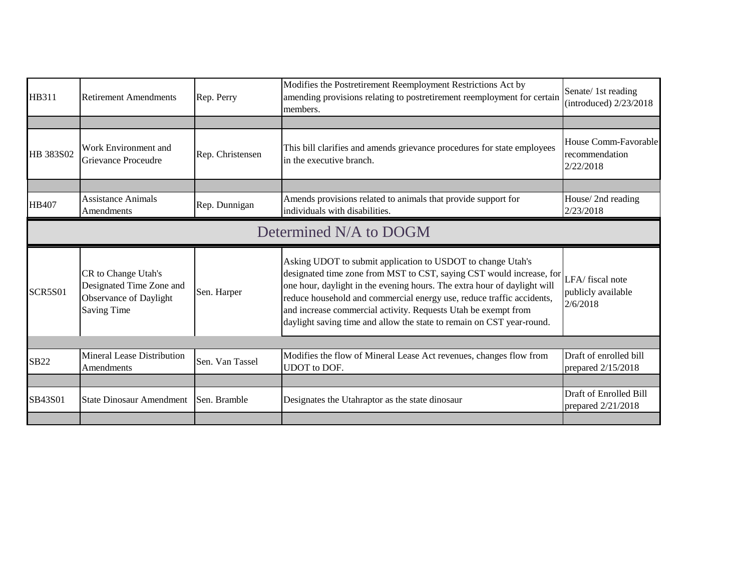| | | | | |
|---|---|---|---|---|
| HB311 | Retirement Amendments | Rep. Perry | Modifies the Postretirement Reemployment Restrictions Act by amending provisions relating to postretirement reemployment for certain members. | Senate/ 1st reading (introduced) 2/23/2018 |
| | | | | |
| HB 383S02 | Work Environment and Grievance Proceudre | Rep. Christensen | This bill clarifies and amends grievance procedures for state employees in the executive branch. | House Comm-Favorable recommendation 2/22/2018 |
| | | | | |
| HB407 | Assistance Animals Amendments | Rep. Dunnigan | Amends provisions related to animals that provide support for individuals with disabilities. | House/ 2nd reading 2/23/2018 |
| Determined N/A to DOGM | | | | |
| SCR5S01 | CR to Change Utah's Designated Time Zone and Observance of Daylight Saving Time | Sen. Harper | Asking UDOT to submit application to USDOT to change Utah's designated time zone from MST to CST, saying CST would increase, for one hour, daylight in the evening hours. The extra hour of daylight will reduce household and commercial energy use, reduce traffic accidents, and increase commercial activity. Requests Utah be exempt from daylight saving time and allow the state to remain on CST year-round. | LFA/ fiscal note publicly available 2/6/2018 |
| | | | | |
| SB22 | Mineral Lease Distribution Amendments | Sen. Van Tassel | Modifies the flow of Mineral Lease Act revenues, changes flow from UDOT to DOF. | Draft of enrolled bill prepared 2/15/2018 |
| | | | | |
| SB43S01 | State Dinosaur Amendment | Sen. Bramble | Designates the Utahraptor as the state dinosaur | Draft of Enrolled Bill prepared 2/21/2018 |
| | | | | |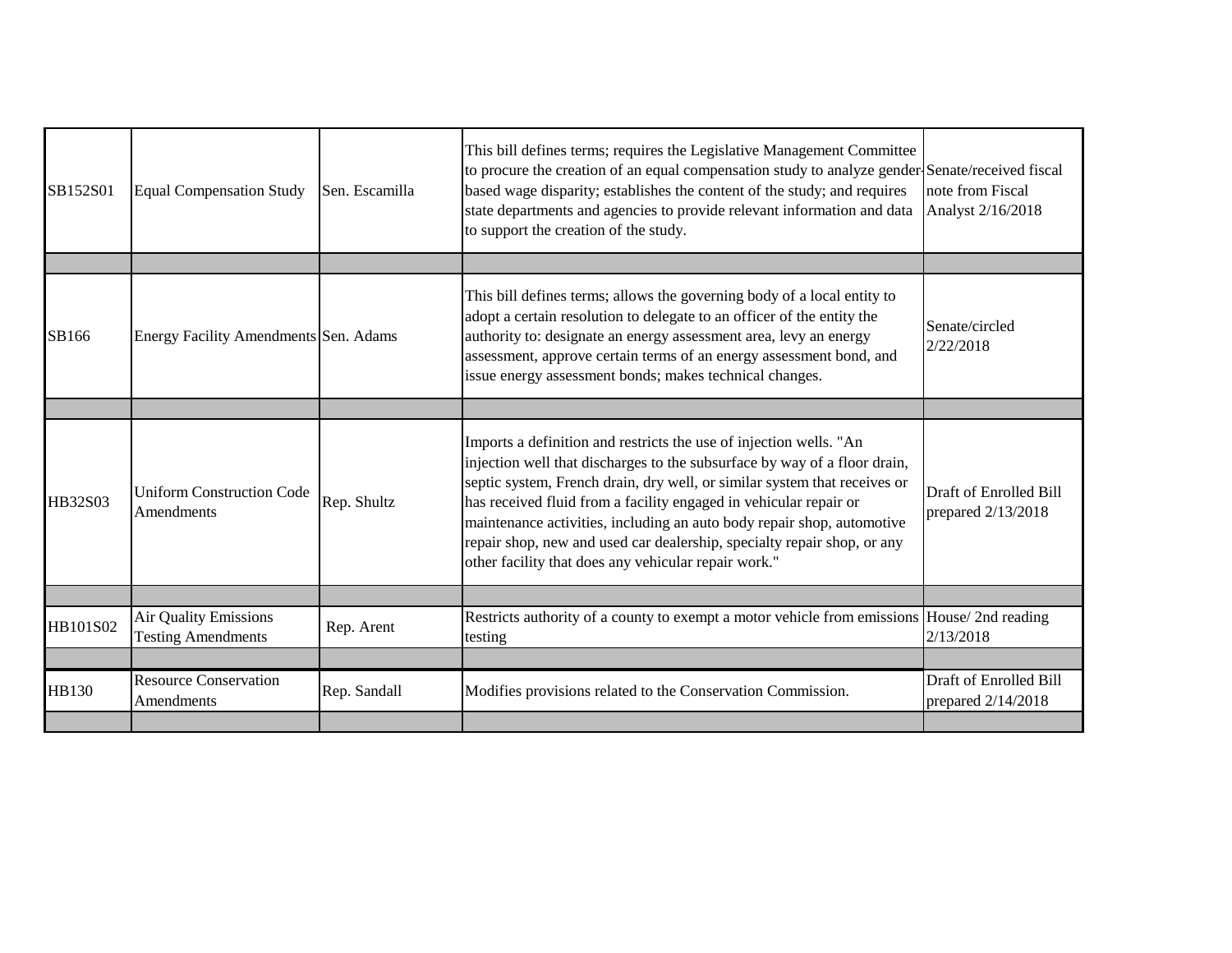| | | | | |
|---|---|---|---|---|
| SB152S01 | Equal Compensation Study | Sen. Escamilla | This bill defines terms; requires the Legislative Management Committee to procure the creation of an equal compensation study to analyze gender-based wage disparity; establishes the content of the study; and requires state departments and agencies to provide relevant information and data to support the creation of the study. | Senate/received fiscal note from Fiscal Analyst 2/16/2018 |
| | | | | |
| SB166 | Energy Facility Amendments | Sen. Adams | This bill defines terms; allows the governing body of a local entity to adopt a certain resolution to delegate to an officer of the entity the authority to: designate an energy assessment area, levy an energy assessment, approve certain terms of an energy assessment bond, and issue energy assessment bonds; makes technical changes. | Senate/circled 2/22/2018 |
| | | | | |
| HB32S03 | Uniform Construction Code Amendments | Rep. Shultz | Imports a definition and restricts the use of injection wells. "An injection well that discharges to the subsurface by way of a floor drain, septic system, French drain, dry well, or similar system that receives or has received fluid from a facility engaged in vehicular repair or maintenance activities, including an auto body repair shop, automotive repair shop, new and used car dealership, specialty repair shop, or any other facility that does any vehicular repair work." | Draft of Enrolled Bill prepared 2/13/2018 |
| | | | | |
| HB101S02 | Air Quality Emissions Testing Amendments | Rep. Arent | Restricts authority of a county to exempt a motor vehicle from emissions testing | House/ 2nd reading 2/13/2018 |
| | | | | |
| HB130 | Resource Conservation Amendments | Rep. Sandall | Modifies provisions related to the Conservation Commission. | Draft of Enrolled Bill prepared 2/14/2018 |
| | | | | |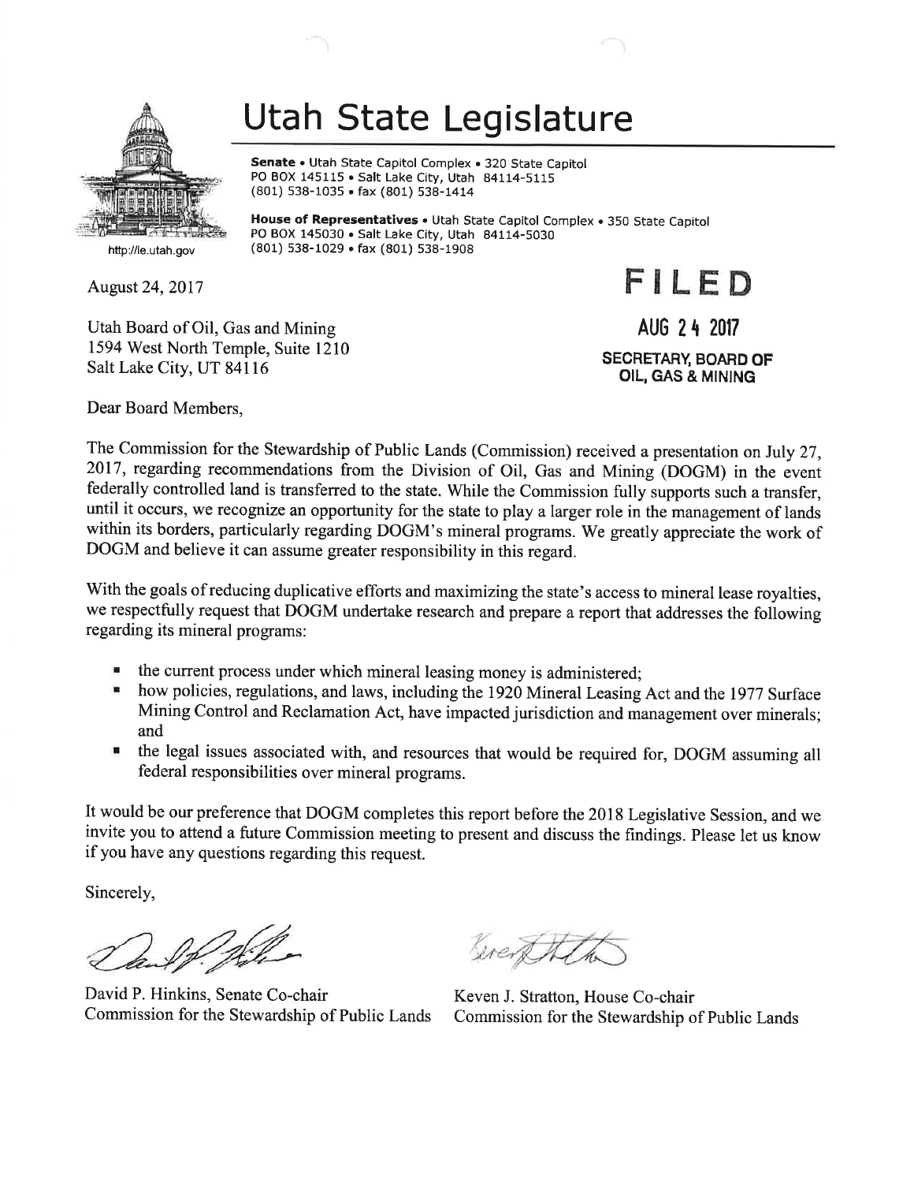# Utah State Legislature

**Senate** • Utah State Capitol Complex • 320 State Capitol
PO BOX 145115 • Salt Lake City, Utah 84114-5115
(801) 538-1035 • fax (801) 538-1414

**House of Representatives** • Utah State Capitol Complex • 350 State Capitol
PO BOX 145030 • Salt Lake City, Utah 84114-5030
(801) 538-1029 • fax (801) 538-1908

http://le.utah.gov

August 24, 2017

**FILED**

**AUG 24 2017**

**SECRETARY, BOARD OF OIL, GAS & MINING**

Utah Board of Oil, Gas and Mining
1594 West North Temple, Suite 1210
Salt Lake City, UT 84116

Dear Board Members,

The Commission for the Stewardship of Public Lands (Commission) received a presentation on July 27, 2017, regarding recommendations from the Division of Oil, Gas and Mining (DOGM) in the event federally controlled land is transferred to the state. While the Commission fully supports such a transfer, until it occurs, we recognize an opportunity for the state to play a larger role in the management of lands within its borders, particularly regarding DOGM's mineral programs. We greatly appreciate the work of DOGM and believe it can assume greater responsibility in this regard.

With the goals of reducing duplicative efforts and maximizing the state's access to mineral lease royalties, we respectfully request that DOGM undertake research and prepare a report that addresses the following regarding its mineral programs:

- the current process under which mineral leasing money is administered;
- how policies, regulations, and laws, including the 1920 Mineral Leasing Act and the 1977 Surface Mining Control and Reclamation Act, have impacted jurisdiction and management over minerals; and
- the legal issues associated with, and resources that would be required for, DOGM assuming all federal responsibilities over mineral programs.

It would be our preference that DOGM completes this report before the 2018 Legislative Session, and we invite you to attend a future Commission meeting to present and discuss the findings. Please let us know if you have any questions regarding this request.

Sincerely,

David P. Hinkins, Senate Co-chair
Commission for the Stewardship of Public Lands

Keven J. Stratton, House Co-chair
Commission for the Stewardship of Public Lands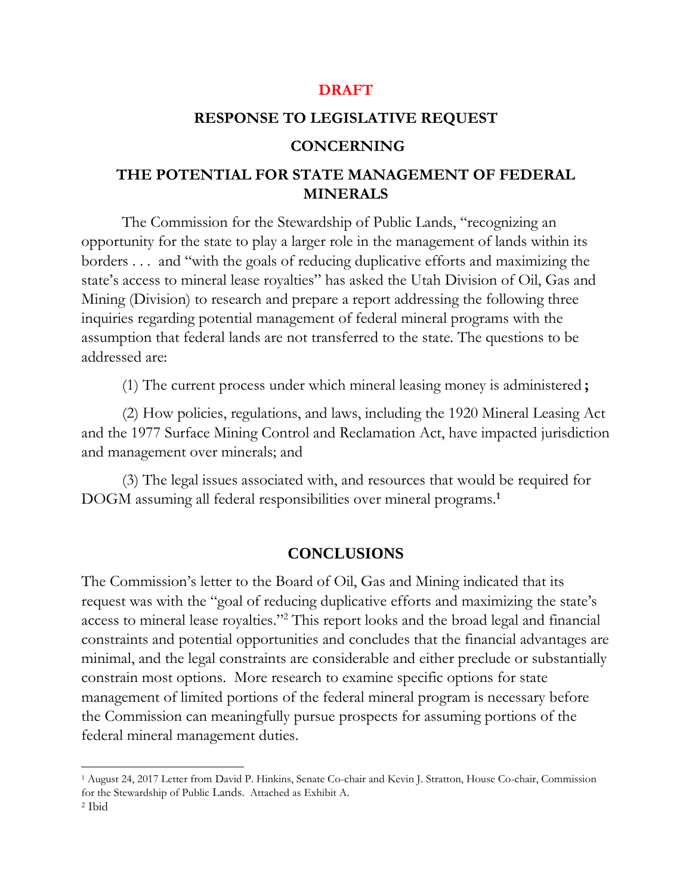**DRAFT**

# RESPONSE TO LEGISLATIVE REQUEST

# CONCERNING

# THE POTENTIAL FOR STATE MANAGEMENT OF FEDERAL MINERALS

The Commission for the Stewardship of Public Lands, "recognizing an opportunity for the state to play a larger role in the management of lands within its borders . . . and "with the goals of reducing duplicative efforts and maximizing the state's access to mineral lease royalties" has asked the Utah Division of Oil, Gas and Mining (Division) to research and prepare a report addressing the following three inquiries regarding potential management of federal mineral programs with the assumption that federal lands are not transferred to the state. The questions to be addressed are:

(1) The current process under which mineral leasing money is administered**;**

(2) How policies, regulations, and laws, including the 1920 Mineral Leasing Act and the 1977 Surface Mining Control and Reclamation Act, have impacted jurisdiction and management over minerals; and

(3) The legal issues associated with, and resources that would be required for DOGM assuming all federal responsibilities over mineral programs.[1]

## CONCLUSIONS

The Commission's letter to the Board of Oil, Gas and Mining indicated that its request was with the "goal of reducing duplicative efforts and maximizing the state's access to mineral lease royalties."[2] This report looks and the broad legal and financial constraints and potential opportunities and concludes that the financial advantages are minimal, and the legal constraints are considerable and either preclude or substantially constrain most options. More research to examine specific options for state management of limited portions of the federal mineral program is necessary before the Commission can meaningfully pursue prospects for assuming portions of the federal mineral management duties.

---

[1] August 24, 2017 Letter from David P. Hinkins, Senate Co-chair and Kevin J. Stratton, House Co-chair, Commission for the Stewardship of Public Lands. Attached as Exhibit A.

[2] Ibid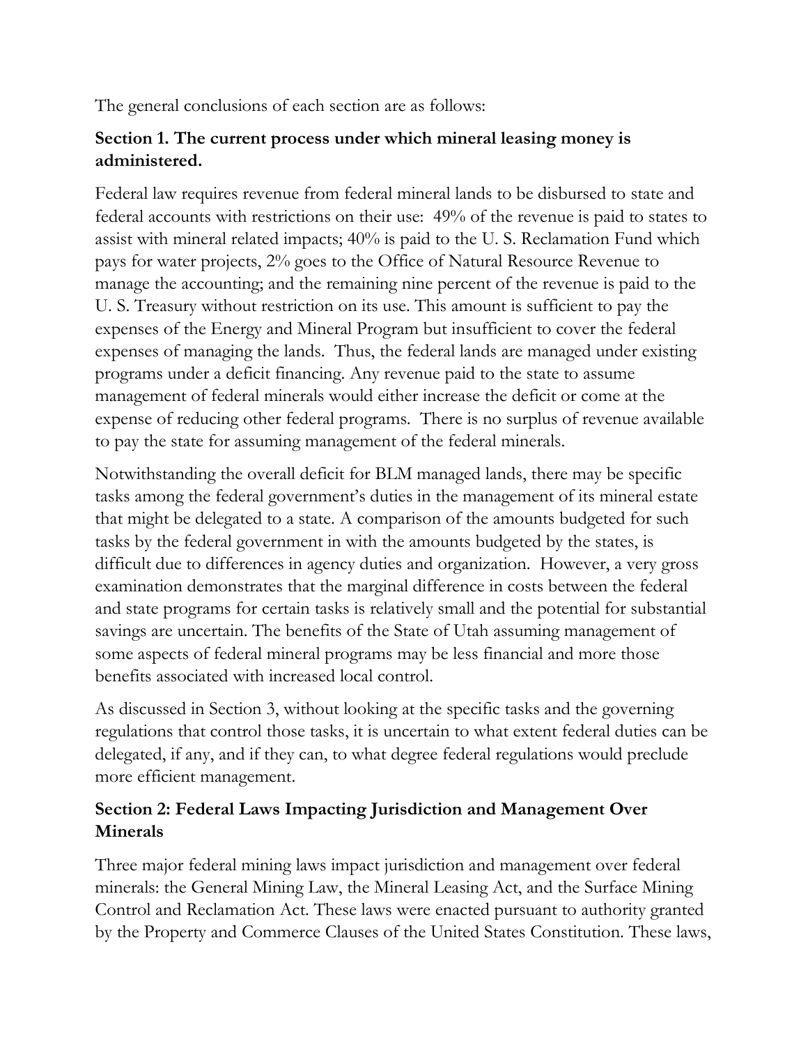The general conclusions of each section are as follows:

### Section 1. The current process under which mineral leasing money is administered.

Federal law requires revenue from federal mineral lands to be disbursed to state and federal accounts with restrictions on their use: 49% of the revenue is paid to states to assist with mineral related impacts; 40% is paid to the U. S. Reclamation Fund which pays for water projects, 2% goes to the Office of Natural Resource Revenue to manage the accounting; and the remaining nine percent of the revenue is paid to the U. S. Treasury without restriction on its use. This amount is sufficient to pay the expenses of the Energy and Mineral Program but insufficient to cover the federal expenses of managing the lands. Thus, the federal lands are managed under existing programs under a deficit financing. Any revenue paid to the state to assume management of federal minerals would either increase the deficit or come at the expense of reducing other federal programs. There is no surplus of revenue available to pay the state for assuming management of the federal minerals.

Notwithstanding the overall deficit for BLM managed lands, there may be specific tasks among the federal government's duties in the management of its mineral estate that might be delegated to a state. A comparison of the amounts budgeted for such tasks by the federal government in with the amounts budgeted by the states, is difficult due to differences in agency duties and organization. However, a very gross examination demonstrates that the marginal difference in costs between the federal and state programs for certain tasks is relatively small and the potential for substantial savings are uncertain. The benefits of the State of Utah assuming management of some aspects of federal mineral programs may be less financial and more those benefits associated with increased local control.

As discussed in Section 3, without looking at the specific tasks and the governing regulations that control those tasks, it is uncertain to what extent federal duties can be delegated, if any, and if they can, to what degree federal regulations would preclude more efficient management.

### Section 2: Federal Laws Impacting Jurisdiction and Management Over Minerals

Three major federal mining laws impact jurisdiction and management over federal minerals: the General Mining Law, the Mineral Leasing Act, and the Surface Mining Control and Reclamation Act. These laws were enacted pursuant to authority granted by the Property and Commerce Clauses of the United States Constitution. These laws,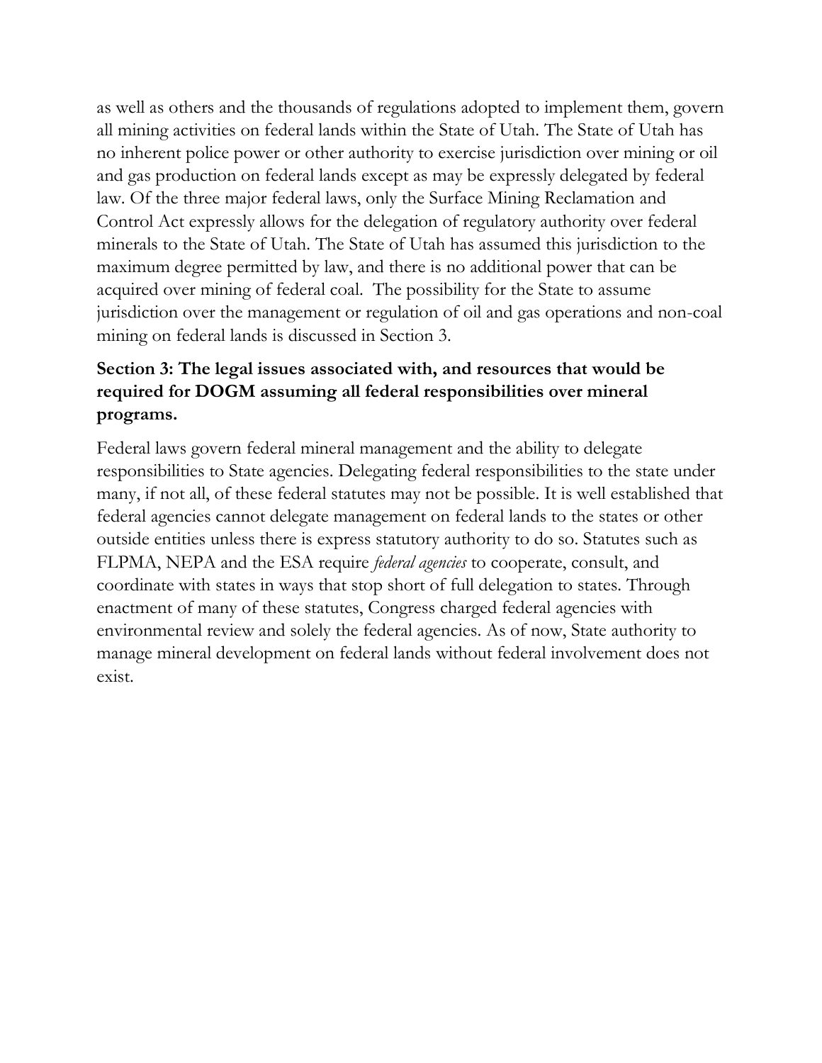as well as others and the thousands of regulations adopted to implement them, govern all mining activities on federal lands within the State of Utah. The State of Utah has no inherent police power or other authority to exercise jurisdiction over mining or oil and gas production on federal lands except as may be expressly delegated by federal law. Of the three major federal laws, only the Surface Mining Reclamation and Control Act expressly allows for the delegation of regulatory authority over federal minerals to the State of Utah. The State of Utah has assumed this jurisdiction to the maximum degree permitted by law, and there is no additional power that can be acquired over mining of federal coal. The possibility for the State to assume jurisdiction over the management or regulation of oil and gas operations and non-coal mining on federal lands is discussed in Section 3.

### Section 3: The legal issues associated with, and resources that would be required for DOGM assuming all federal responsibilities over mineral programs.

Federal laws govern federal mineral management and the ability to delegate responsibilities to State agencies. Delegating federal responsibilities to the state under many, if not all, of these federal statutes may not be possible. It is well established that federal agencies cannot delegate management on federal lands to the states or other outside entities unless there is express statutory authority to do so. Statutes such as FLPMA, NEPA and the ESA require *federal agencies* to cooperate, consult, and coordinate with states in ways that stop short of full delegation to states. Through enactment of many of these statutes, Congress charged federal agencies with environmental review and solely the federal agencies. As of now, State authority to manage mineral development on federal lands without federal involvement does not exist.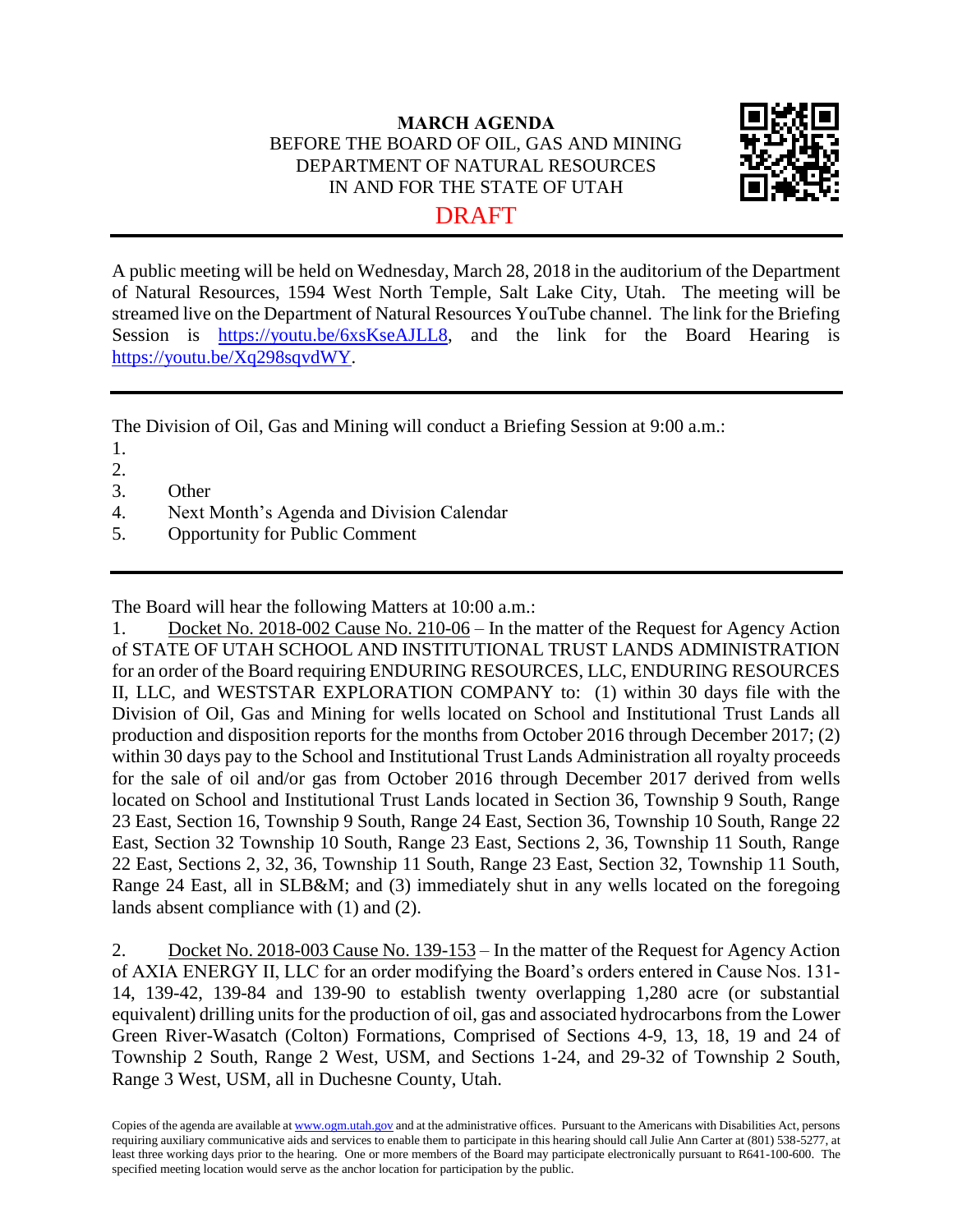**MARCH AGENDA**
BEFORE THE BOARD OF OIL, GAS AND MINING
DEPARTMENT OF NATURAL RESOURCES
IN AND FOR THE STATE OF UTAH

DRAFT

---

A public meeting will be held on Wednesday, March 28, 2018 in the auditorium of the Department of Natural Resources, 1594 West North Temple, Salt Lake City, Utah. The meeting will be streamed live on the Department of Natural Resources YouTube channel. The link for the Briefing Session is https://youtu.be/6xsKseAJLL8, and the link for the Board Hearing is https://youtu.be/Xq298sqvdWY.

---

The Division of Oil, Gas and Mining will conduct a Briefing Session at 9:00 a.m.:

1. 
2. 
3. Other
4. Next Month's Agenda and Division Calendar
5. Opportunity for Public Comment

---

The Board will hear the following Matters at 10:00 a.m.:

1. Docket No. 2018-002 Cause No. 210-06 – In the matter of the Request for Agency Action of STATE OF UTAH SCHOOL AND INSTITUTIONAL TRUST LANDS ADMINISTRATION for an order of the Board requiring ENDURING RESOURCES, LLC, ENDURING RESOURCES II, LLC, and WESTSTAR EXPLORATION COMPANY to: (1) within 30 days file with the Division of Oil, Gas and Mining for wells located on School and Institutional Trust Lands all production and disposition reports for the months from October 2016 through December 2017; (2) within 30 days pay to the School and Institutional Trust Lands Administration all royalty proceeds for the sale of oil and/or gas from October 2016 through December 2017 derived from wells located on School and Institutional Trust Lands located in Section 36, Township 9 South, Range 23 East, Section 16, Township 9 South, Range 24 East, Section 36, Township 10 South, Range 22 East, Section 32 Township 10 South, Range 23 East, Sections 2, 36, Township 11 South, Range 22 East, Sections 2, 32, 36, Township 11 South, Range 23 East, Section 32, Township 11 South, Range 24 East, all in SLB&M; and (3) immediately shut in any wells located on the foregoing lands absent compliance with (1) and (2).

2. Docket No. 2018-003 Cause No. 139-153 – In the matter of the Request for Agency Action of AXIA ENERGY II, LLC for an order modifying the Board's orders entered in Cause Nos. 131-14, 139-42, 139-84 and 139-90 to establish twenty overlapping 1,280 acre (or substantial equivalent) drilling units for the production of oil, gas and associated hydrocarbons from the Lower Green River-Wasatch (Colton) Formations, Comprised of Sections 4-9, 13, 18, 19 and 24 of Township 2 South, Range 2 West, USM, and Sections 1-24, and 29-32 of Township 2 South, Range 3 West, USM, all in Duchesne County, Utah.

Copies of the agenda are available at www.ogm.utah.gov and at the administrative offices. Pursuant to the Americans with Disabilities Act, persons requiring auxiliary communicative aids and services to enable them to participate in this hearing should call Julie Ann Carter at (801) 538-5277, at least three working days prior to the hearing. One or more members of the Board may participate electronically pursuant to R641-100-600. The specified meeting location would serve as the anchor location for participation by the public.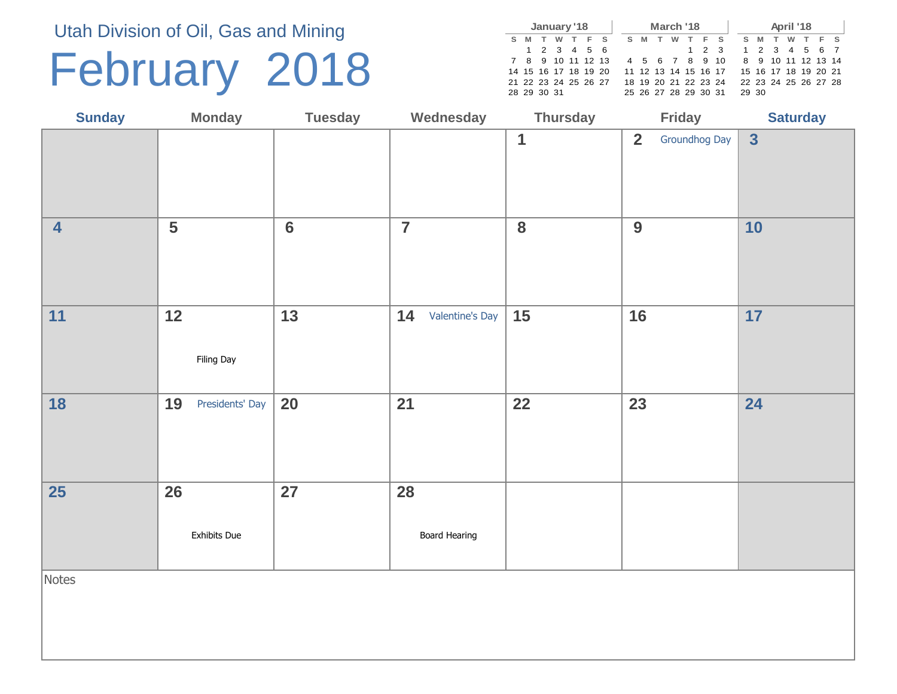Utah Division of Oil, Gas and Mining

# February 2018

**January '18**

| S | M | T | W | T | F | S |
|---|---|---|---|---|---|---|
| | 1 | 2 | 3 | 4 | 5 | 6 |
| 7 | 8 | 9 | 10 | 11 | 12 | 13 |
| 14 | 15 | 16 | 17 | 18 | 19 | 20 |
| 21 | 22 | 23 | 24 | 25 | 26 | 27 |
| 28 | 29 | 30 | 31 | | | |

**March '18**

| S | M | T | W | T | F | S |
|---|---|---|---|---|---|---|
| | | | | 1 | 2 | 3 |
| 4 | 5 | 6 | 7 | 8 | 9 | 10 |
| 11 | 12 | 13 | 14 | 15 | 16 | 17 |
| 18 | 19 | 20 | 21 | 22 | 23 | 24 |
| 25 | 26 | 27 | 28 | 29 | 30 | 31 |

**April '18**

| S | M | T | W | T | F | S |
|---|---|---|---|---|---|---|
| 1 | 2 | 3 | 4 | 5 | 6 | 7 |
| 8 | 9 | 10 | 11 | 12 | 13 | 14 |
| 15 | 16 | 17 | 18 | 19 | 20 | 21 |
| 22 | 23 | 24 | 25 | 26 | 27 | 28 |
| 29 | 30 | | | | | |

| Sunday | Monday | Tuesday | Wednesday | Thursday | Friday | Saturday |
|---|---|---|---|---|---|---|
| | | | | 1 | 2 Groundhog Day | 3 |
| 4 | 5 | 6 | 7 | 8 | 9 | 10 |
| 11 | 12 Filing Day | 13 | 14 Valentine's Day | 15 | 16 | 17 |
| 18 | 19 Presidents' Day | 20 | 21 | 22 | 23 | 24 |
| 25 | 26 Exhibits Due | 27 | 28 Board Hearing | | | |

Notes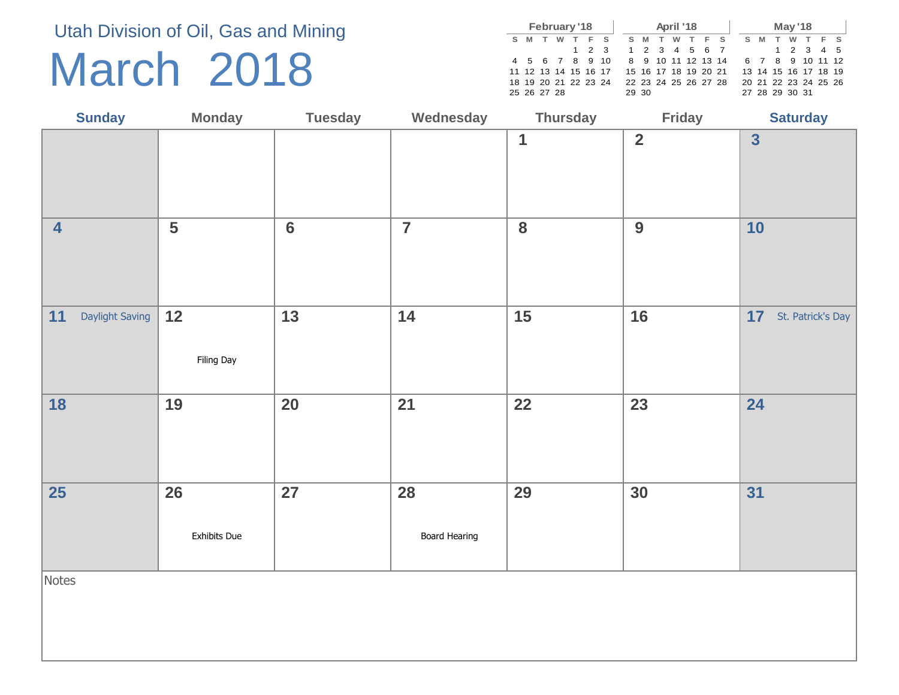Utah Division of Oil, Gas and Mining

# March 2018

| February '18 | | | | | | |
|---|---|---|---|---|---|---|
| S | M | T | W | T | F | S |
| | | | | 1 | 2 | 3 |
| 4 | 5 | 6 | 7 | 8 | 9 | 10 |
| 11 | 12 | 13 | 14 | 15 | 16 | 17 |
| 18 | 19 | 20 | 21 | 22 | 23 | 24 |
| 25 | 26 | 27 | 28 | | | |

| April '18 | | | | | | |
|---|---|---|---|---|---|---|
| S | M | T | W | T | F | S |
| 1 | 2 | 3 | 4 | 5 | 6 | 7 |
| 8 | 9 | 10 | 11 | 12 | 13 | 14 |
| 15 | 16 | 17 | 18 | 19 | 20 | 21 |
| 22 | 23 | 24 | 25 | 26 | 27 | 28 |
| 29 | 30 | | | | | |

| May '18 | | | | | | |
|---|---|---|---|---|---|---|
| S | M | T | W | T | F | S |
| | | 1 | 2 | 3 | 4 | 5 |
| 6 | 7 | 8 | 9 | 10 | 11 | 12 |
| 13 | 14 | 15 | 16 | 17 | 18 | 19 |
| 20 | 21 | 22 | 23 | 24 | 25 | 26 |
| 27 | 28 | 29 | 30 | 31 | | |

| Sunday | Monday | Tuesday | Wednesday | Thursday | Friday | Saturday |
|---|---|---|---|---|---|---|
| | | | | 1 | 2 | 3 |
| 4 | 5 | 6 | 7 | 8 | 9 | 10 |
| 11 Daylight Saving | 12 Filing Day | 13 | 14 | 15 | 16 | 17 St. Patrick's Day |
| 18 | 19 | 20 | 21 | 22 | 23 | 24 |
| 25 | 26 Exhibits Due | 27 | 28 Board Hearing | 29 | 30 | 31 |

Notes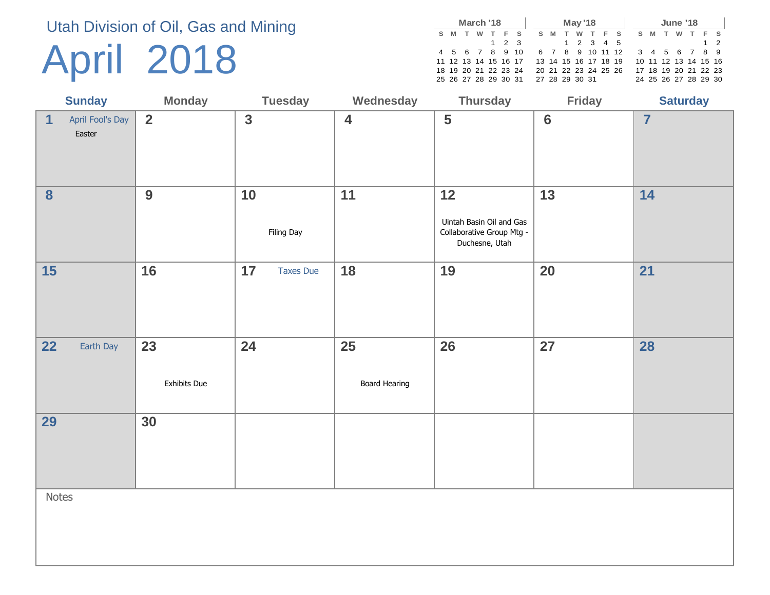Utah Division of Oil, Gas and Mining

# April 2018

| March '18 | | | | | | |
|---|---|---|---|---|---|---|
| S | M | T | W | T | F | S |
| | | | | 1 | 2 | 3 |
| 4 | 5 | 6 | 7 | 8 | 9 | 10 |
| 11 | 12 | 13 | 14 | 15 | 16 | 17 |
| 18 | 19 | 20 | 21 | 22 | 23 | 24 |
| 25 | 26 | 27 | 28 | 29 | 30 | 31 |

| May '18 | | | | | | |
|---|---|---|---|---|---|---|
| S | M | T | W | T | F | S |
| | | 1 | 2 | 3 | 4 | 5 |
| 6 | 7 | 8 | 9 | 10 | 11 | 12 |
| 13 | 14 | 15 | 16 | 17 | 18 | 19 |
| 20 | 21 | 22 | 23 | 24 | 25 | 26 |
| 27 | 28 | 29 | 30 | 31 | | |

| June '18 | | | | | | |
|---|---|---|---|---|---|---|
| S | M | T | W | T | F | S |
| | | | | | 1 | 2 |
| 3 | 4 | 5 | 6 | 7 | 8 | 9 |
| 10 | 11 | 12 | 13 | 14 | 15 | 16 |
| 17 | 18 | 19 | 20 | 21 | 22 | 23 |
| 24 | 25 | 26 | 27 | 28 | 29 | 30 |

| Sunday | Monday | Tuesday | Wednesday | Thursday | Friday | Saturday |
|---|---|---|---|---|---|---|
| 1 April Fool's Day Easter | 2 | 3 | 4 | 5 | 6 | 7 |
| 8 | 9 | 10 Filing Day | 11 | 12 Uintah Basin Oil and Gas Collaborative Group Mtg - Duchesne, Utah | 13 | 14 |
| 15 | 16 | 17 Taxes Due | 18 | 19 | 20 | 21 |
| 22 Earth Day | 23 Exhibits Due | 24 | 25 Board Hearing | 26 | 27 | 28 |
| 29 | 30 | | | | | |

Notes